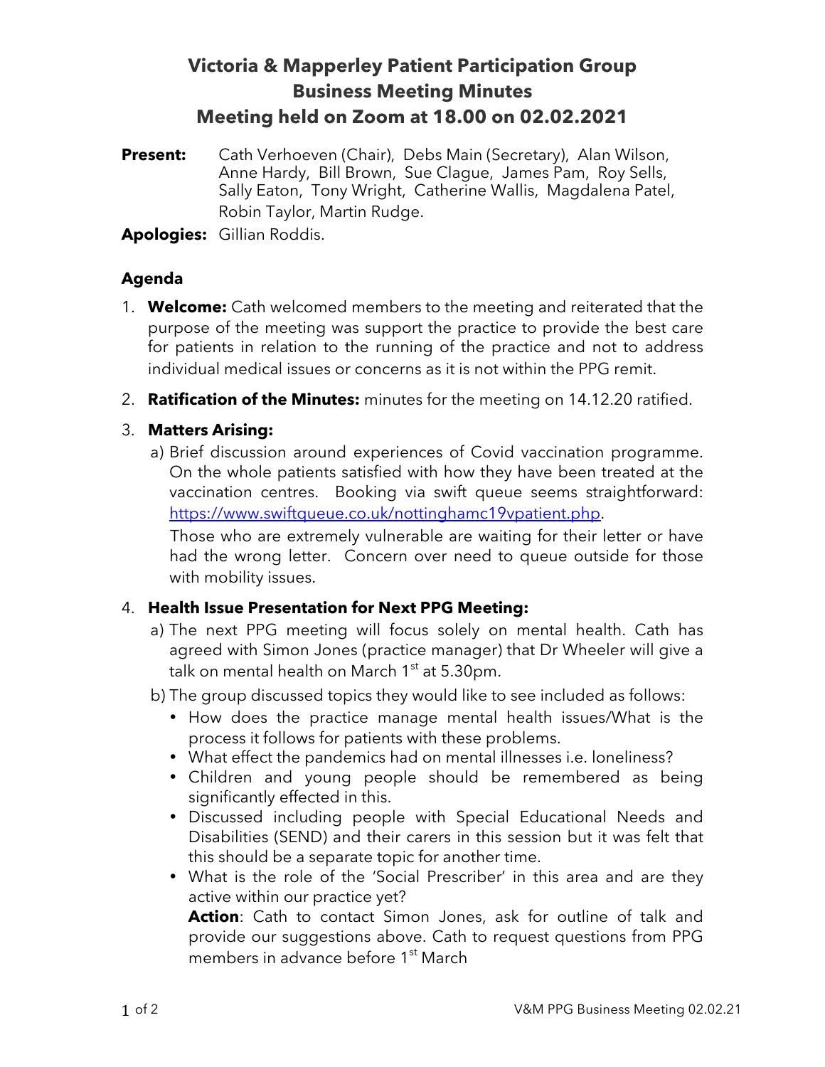# Victoria & Mapperley Patient Participation Group
# Business Meeting Minutes
# Meeting held on Zoom at 18.00 on 02.02.2021

**Present:** Cath Verhoeven (Chair), Debs Main (Secretary), Alan Wilson, Anne Hardy, Bill Brown, Sue Clague, James Pam, Roy Sells, Sally Eaton, Tony Wright, Catherine Wallis, Magdalena Patel, Robin Taylor, Martin Rudge.

**Apologies:** Gillian Roddis.

## Agenda

1. **Welcome:** Cath welcomed members to the meeting and reiterated that the purpose of the meeting was support the practice to provide the best care for patients in relation to the running of the practice and not to address individual medical issues or concerns as it is not within the PPG remit.

2. **Ratification of the Minutes:** minutes for the meeting on 14.12.20 ratified.

3. **Matters Arising:**

   a) Brief discussion around experiences of Covid vaccination programme. On the whole patients satisfied with how they have been treated at the vaccination centres. Booking via swift queue seems straightforward: https://www.swiftqueue.co.uk/nottinghamc19vpatient.php.

   Those who are extremely vulnerable are waiting for their letter or have had the wrong letter. Concern over need to queue outside for those with mobility issues.

4. **Health Issue Presentation for Next PPG Meeting:**

   a) The next PPG meeting will focus solely on mental health. Cath has agreed with Simon Jones (practice manager) that Dr Wheeler will give a talk on mental health on March 1st at 5.30pm.

   b) The group discussed topics they would like to see included as follows:

   - How does the practice manage mental health issues/What is the process it follows for patients with these problems.
   - What effect the pandemics had on mental illnesses i.e. loneliness?
   - Children and young people should be remembered as being significantly effected in this.
   - Discussed including people with Special Educational Needs and Disabilities (SEND) and their carers in this session but it was felt that this should be a separate topic for another time.
   - What is the role of the 'Social Prescriber' in this area and are they active within our practice yet?

     **Action**: Cath to contact Simon Jones, ask for outline of talk and provide our suggestions above. Cath to request questions from PPG members in advance before 1st March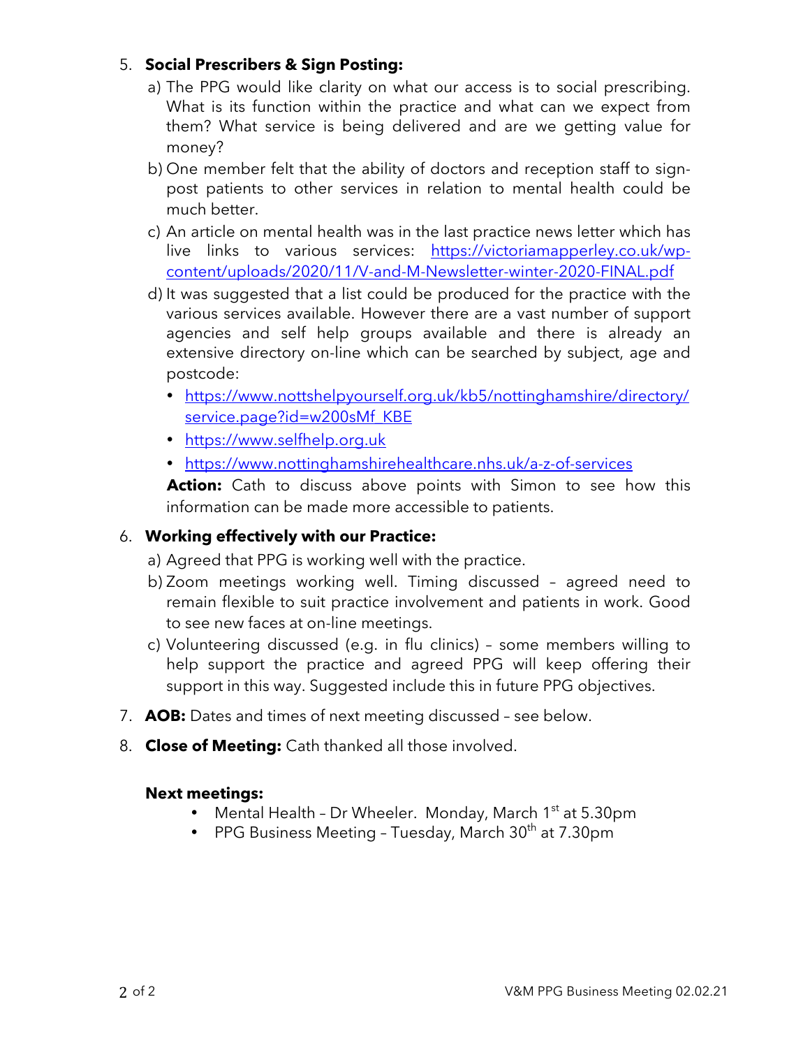5. **Social Prescribers & Sign Posting:**
   a) The PPG would like clarity on what our access is to social prescribing. What is its function within the practice and what can we expect from them? What service is being delivered and are we getting value for money?
   b) One member felt that the ability of doctors and reception staff to sign-post patients to other services in relation to mental health could be much better.
   c) An article on mental health was in the last practice news letter which has live links to various services: https://victoriamapperley.co.uk/wp-content/uploads/2020/11/V-and-M-Newsletter-winter-2020-FINAL.pdf
   d) It was suggested that a list could be produced for the practice with the various services available. However there are a vast number of support agencies and self help groups available and there is already an extensive directory on-line which can be searched by subject, age and postcode:
      - https://www.nottshelpyourself.org.uk/kb5/nottinghamshire/directory/service.page?id=w200sMf_KBE
      - https://www.selfhelp.org.uk
      - https://www.nottinghamshirehealthcare.nhs.uk/a-z-of-services

      **Action:** Cath to discuss above points with Simon to see how this information can be made more accessible to patients.

6. **Working effectively with our Practice:**
   a) Agreed that PPG is working well with the practice.
   b) Zoom meetings working well. Timing discussed – agreed need to remain flexible to suit practice involvement and patients in work. Good to see new faces at on-line meetings.
   c) Volunteering discussed (e.g. in flu clinics) – some members willing to help support the practice and agreed PPG will keep offering their support in this way. Suggested include this in future PPG objectives.

7. **AOB:** Dates and times of next meeting discussed – see below.

8. **Close of Meeting:** Cath thanked all those involved.

**Next meetings:**

- Mental Health – Dr Wheeler. Monday, March 1st at 5.30pm
- PPG Business Meeting – Tuesday, March 30th at 7.30pm